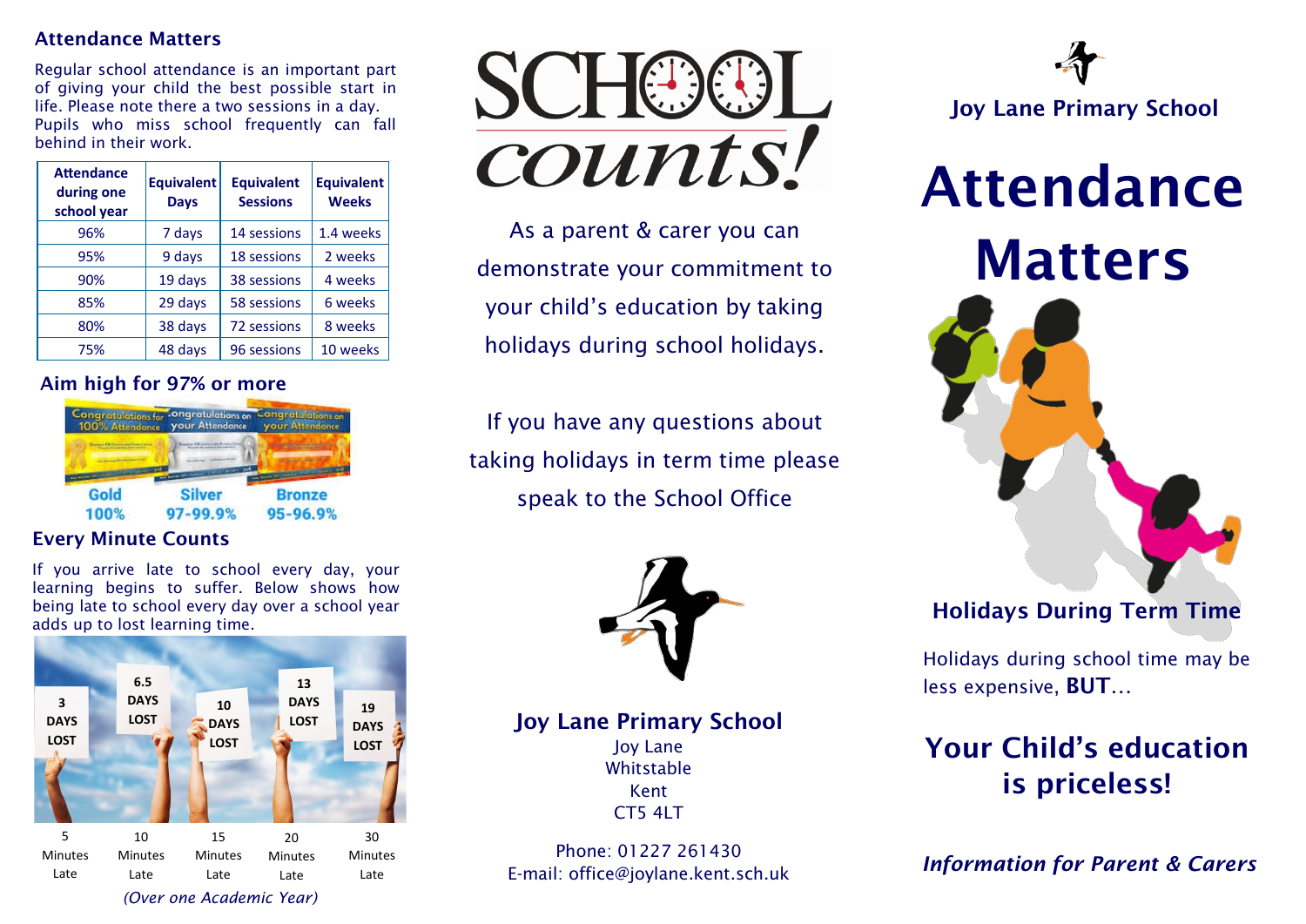## Attendance Matters

Regular school attendance is an important part of giving your child the best possible start in life. Please note there a two sessions in a day. Pupils who miss school frequently can fall behind in their work.

| Attendance during one school year | Equivalent Days | Equivalent Sessions | Equivalent Weeks |
|---|---|---|---|
| 96% | 7 days | 14 sessions | 1.4 weeks |
| 95% | 9 days | 18 sessions | 2 weeks |
| 90% | 19 days | 38 sessions | 4 weeks |
| 85% | 29 days | 58 sessions | 6 weeks |
| 80% | 38 days | 72 sessions | 8 weeks |
| 75% | 48 days | 96 sessions | 10 weeks |

### Aim high for 97% or more

Gold 100% | Silver 97-99.9% | Bronze 95-96.9%

### Every Minute Counts

If you arrive late to school every day, your learning begins to suffer. Below shows how being late to school every day over a school year adds up to lost learning time.

| 5 Minutes Late | 10 Minutes Late | 15 Minutes Late | 20 Minutes Late | 30 Minutes Late |
|---|---|---|---|---|
| 3 DAYS LOST | 6.5 DAYS LOST | 10 DAYS LOST | 13 DAYS LOST | 19 DAYS LOST |

*(Over one Academic Year)*

# SCHOOL counts!

As a parent & carer you can demonstrate your commitment to your child's education by taking holidays during school holidays.

If you have any questions about taking holidays in term time please speak to the School Office

**Joy Lane Primary School**
Joy Lane
Whitstable
Kent
CT5 4LT

Phone: 01227 261430
E-mail: office@joylane.kent.sch.uk

**Joy Lane Primary School**

# Attendance Matters

### Holidays During Term Time

Holidays during school time may be less expensive, **BUT**…

## Your Child's education is priceless!

***Information for Parent & Carers***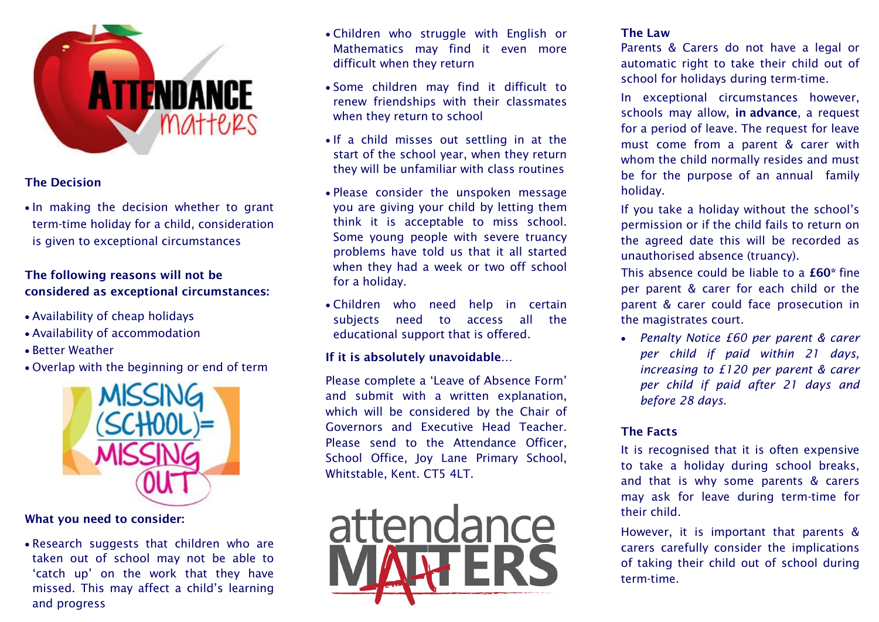## The Decision

- In making the decision whether to grant term-time holiday for a child, consideration is given to exceptional circumstances

**The following reasons will not be considered as exceptional circumstances:**

- Availability of cheap holidays
- Availability of accommodation
- Better Weather
- Overlap with the beginning or end of term

## What you need to consider:

- Research suggests that children who are taken out of school may not be able to 'catch up' on the work that they have missed. This may affect a child's learning and progress
- Children who struggle with English or Mathematics may find it even more difficult when they return
- Some children may find it difficult to renew friendships with their classmates when they return to school
- If a child misses out settling in at the start of the school year, when they return they will be unfamiliar with class routines
- Please consider the unspoken message you are giving your child by letting them think it is acceptable to miss school. Some young people with severe truancy problems have told us that it all started when they had a week or two off school for a holiday.
- Children who need help in certain subjects need to access all the educational support that is offered.

**If it is absolutely unavoidable...**

Please complete a 'Leave of Absence Form' and submit with a written explanation, which will be considered by the Chair of Governors and Executive Head Teacher. Please send to the Attendance Officer, School Office, Joy Lane Primary School, Whitstable, Kent. CT5 4LT.

## The Law

Parents & Carers do not have a legal or automatic right to take their child out of school for holidays during term-time.

In exceptional circumstances however, schools may allow, **in advance**, a request for a period of leave. The request for leave must come from a parent & carer with whom the child normally resides and must be for the purpose of an annual family holiday.

If you take a holiday without the school's permission or if the child fails to return on the agreed date this will be recorded as unauthorised absence (truancy).

This absence could be liable to a **£60*** fine per parent & carer for each child or the parent & carer could face prosecution in the magistrates court.

- *Penalty Notice £60 per parent & carer per child if paid within 21 days, increasing to £120 per parent & carer per child if paid after 21 days and before 28 days.*

## The Facts

It is recognised that it is often expensive to take a holiday during school breaks, and that is why some parents & carers may ask for leave during term-time for their child.

However, it is important that parents & carers carefully consider the implications of taking their child out of school during term-time.